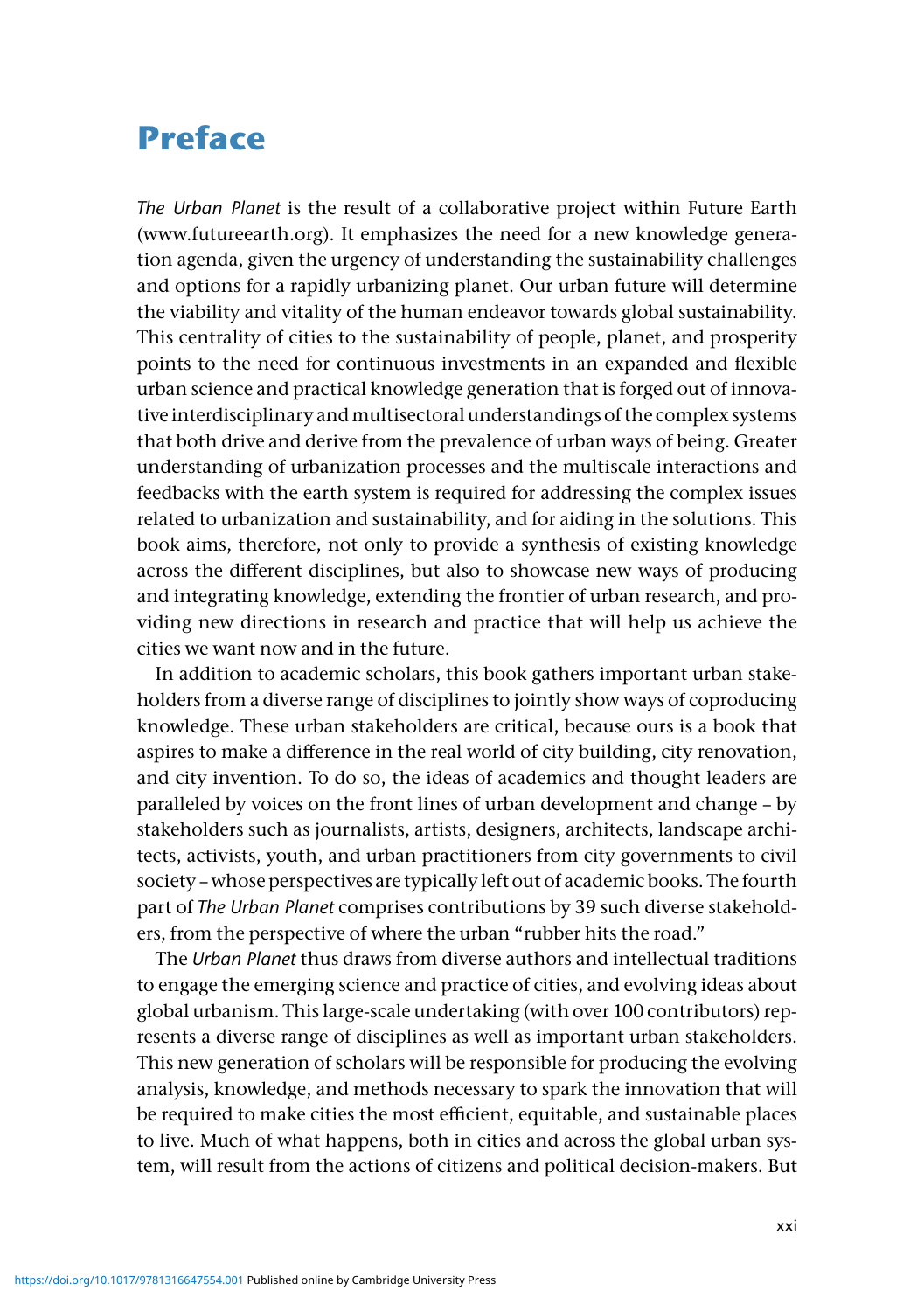# Preface

*The Urban Planet* is the result of a collaborative project within Future Earth (www.futureearth.org). It emphasizes the need for a new knowledge generation agenda, given the urgency of understanding the sustainability challenges and options for a rapidly urbanizing planet. Our urban future will determine the viability and vitality of the human endeavor towards global sustainability. This centrality of cities to the sustainability of people, planet, and prosperity points to the need for continuous investments in an expanded and flexible urban science and practical knowledge generation that is forged out of innovative interdisciplinary and multisectoral understandings of the complex systems that both drive and derive from the prevalence of urban ways of being. Greater understanding of urbanization processes and the multiscale interactions and feedbacks with the earth system is required for addressing the complex issues related to urbanization and sustainability, and for aiding in the solutions. This book aims, therefore, not only to provide a synthesis of existing knowledge across the different disciplines, but also to showcase new ways of producing and integrating knowledge, extending the frontier of urban research, and providing new directions in research and practice that will help us achieve the cities we want now and in the future.

In addition to academic scholars, this book gathers important urban stakeholders from a diverse range of disciplines to jointly show ways of coproducing knowledge. These urban stakeholders are critical, because ours is a book that aspires to make a difference in the real world of city building, city renovation, and city invention. To do so, the ideas of academics and thought leaders are paralleled by voices on the front lines of urban development and change – by stakeholders such as journalists, artists, designers, architects, landscape architects, activists, youth, and urban practitioners from city governments to civil society – whose perspectives are typically left out of academic books. The fourth part of *The Urban Planet* comprises contributions by 39 such diverse stakeholders, from the perspective of where the urban "rubber hits the road."

The *Urban Planet* thus draws from diverse authors and intellectual traditions to engage the emerging science and practice of cities, and evolving ideas about global urbanism. This large-scale undertaking (with over 100 contributors) represents a diverse range of disciplines as well as important urban stakeholders. This new generation of scholars will be responsible for producing the evolving analysis, knowledge, and methods necessary to spark the innovation that will be required to make cities the most efficient, equitable, and sustainable places to live. Much of what happens, both in cities and across the global urban system, will result from the actions of citizens and political decision-makers. But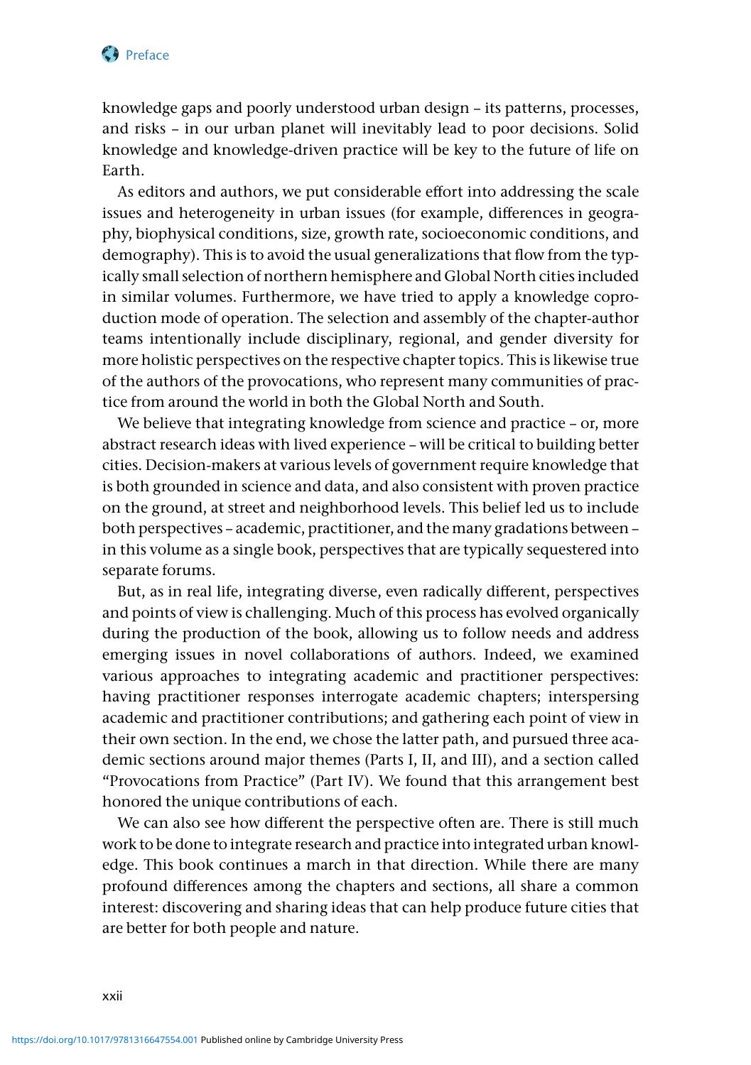knowledge gaps and poorly understood urban design – its patterns, processes, and risks – in our urban planet will inevitably lead to poor decisions. Solid knowledge and knowledge-driven practice will be key to the future of life on Earth.

As editors and authors, we put considerable effort into addressing the scale issues and heterogeneity in urban issues (for example, differences in geography, biophysical conditions, size, growth rate, socioeconomic conditions, and demography). This is to avoid the usual generalizations that flow from the typically small selection of northern hemisphere and Global North cities included in similar volumes. Furthermore, we have tried to apply a knowledge coproduction mode of operation. The selection and assembly of the chapter-author teams intentionally include disciplinary, regional, and gender diversity for more holistic perspectives on the respective chapter topics. This is likewise true of the authors of the provocations, who represent many communities of practice from around the world in both the Global North and South.

We believe that integrating knowledge from science and practice – or, more abstract research ideas with lived experience – will be critical to building better cities. Decision-makers at various levels of government require knowledge that is both grounded in science and data, and also consistent with proven practice on the ground, at street and neighborhood levels. This belief led us to include both perspectives – academic, practitioner, and the many gradations between – in this volume as a single book, perspectives that are typically sequestered into separate forums.

But, as in real life, integrating diverse, even radically different, perspectives and points of view is challenging. Much of this process has evolved organically during the production of the book, allowing us to follow needs and address emerging issues in novel collaborations of authors. Indeed, we examined various approaches to integrating academic and practitioner perspectives: having practitioner responses interrogate academic chapters; interspersing academic and practitioner contributions; and gathering each point of view in their own section. In the end, we chose the latter path, and pursued three academic sections around major themes (Parts I, II, and III), and a section called "Provocations from Practice" (Part IV). We found that this arrangement best honored the unique contributions of each.

We can also see how different the perspective often are. There is still much work to be done to integrate research and practice into integrated urban knowledge. This book continues a march in that direction. While there are many profound differences among the chapters and sections, all share a common interest: discovering and sharing ideas that can help produce future cities that are better for both people and nature.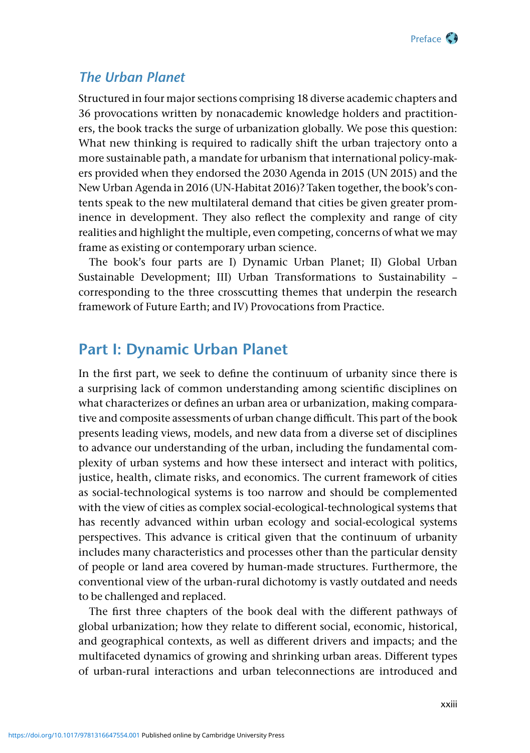## *The Urban Planet*

Structured in four major sections comprising 18 diverse academic chapters and 36 provocations written by nonacademic knowledge holders and practitioners, the book tracks the surge of urbanization globally. We pose this question: What new thinking is required to radically shift the urban trajectory onto a more sustainable path, a mandate for urbanism that international policy-makers provided when they endorsed the 2030 Agenda in 2015 (UN 2015) and the New Urban Agenda in 2016 (UN-Habitat 2016)? Taken together, the book's contents speak to the new multilateral demand that cities be given greater prominence in development. They also reflect the complexity and range of city realities and highlight the multiple, even competing, concerns of what we may frame as existing or contemporary urban science.

The book's four parts are I) Dynamic Urban Planet; II) Global Urban Sustainable Development; III) Urban Transformations to Sustainability – corresponding to the three crosscutting themes that underpin the research framework of Future Earth; and IV) Provocations from Practice.

## Part I: Dynamic Urban Planet

In the first part, we seek to define the continuum of urbanity since there is a surprising lack of common understanding among scientific disciplines on what characterizes or defines an urban area or urbanization, making comparative and composite assessments of urban change difficult. This part of the book presents leading views, models, and new data from a diverse set of disciplines to advance our understanding of the urban, including the fundamental complexity of urban systems and how these intersect and interact with politics, justice, health, climate risks, and economics. The current framework of cities as social-technological systems is too narrow and should be complemented with the view of cities as complex social-ecological-technological systems that has recently advanced within urban ecology and social-ecological systems perspectives. This advance is critical given that the continuum of urbanity includes many characteristics and processes other than the particular density of people or land area covered by human-made structures. Furthermore, the conventional view of the urban-rural dichotomy is vastly outdated and needs to be challenged and replaced.

The first three chapters of the book deal with the different pathways of global urbanization; how they relate to different social, economic, historical, and geographical contexts, as well as different drivers and impacts; and the multifaceted dynamics of growing and shrinking urban areas. Different types of urban-rural interactions and urban teleconnections are introduced and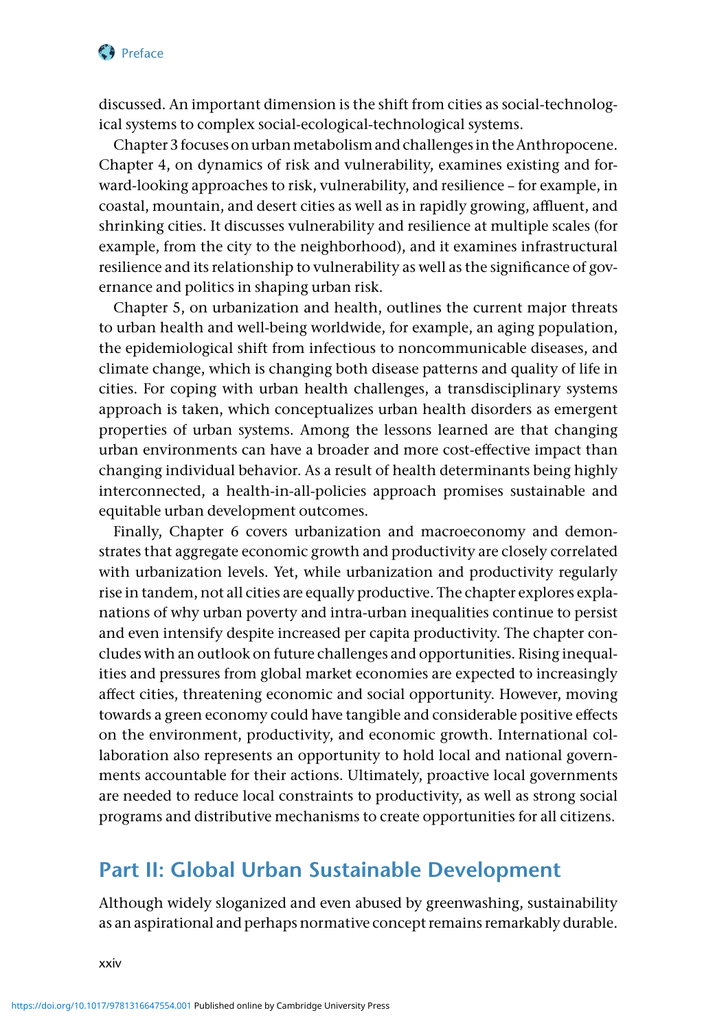discussed. An important dimension is the shift from cities as social-technological systems to complex social-ecological-technological systems.

Chapter 3 focuses on urban metabolism and challenges in the Anthropocene. Chapter 4, on dynamics of risk and vulnerability, examines existing and forward-looking approaches to risk, vulnerability, and resilience – for example, in coastal, mountain, and desert cities as well as in rapidly growing, affluent, and shrinking cities. It discusses vulnerability and resilience at multiple scales (for example, from the city to the neighborhood), and it examines infrastructural resilience and its relationship to vulnerability as well as the significance of governance and politics in shaping urban risk.

Chapter 5, on urbanization and health, outlines the current major threats to urban health and well-being worldwide, for example, an aging population, the epidemiological shift from infectious to noncommunicable diseases, and climate change, which is changing both disease patterns and quality of life in cities. For coping with urban health challenges, a transdisciplinary systems approach is taken, which conceptualizes urban health disorders as emergent properties of urban systems. Among the lessons learned are that changing urban environments can have a broader and more cost-effective impact than changing individual behavior. As a result of health determinants being highly interconnected, a health-in-all-policies approach promises sustainable and equitable urban development outcomes.

Finally, Chapter 6 covers urbanization and macroeconomy and demonstrates that aggregate economic growth and productivity are closely correlated with urbanization levels. Yet, while urbanization and productivity regularly rise in tandem, not all cities are equally productive. The chapter explores explanations of why urban poverty and intra-urban inequalities continue to persist and even intensify despite increased per capita productivity. The chapter concludes with an outlook on future challenges and opportunities. Rising inequalities and pressures from global market economies are expected to increasingly affect cities, threatening economic and social opportunity. However, moving towards a green economy could have tangible and considerable positive effects on the environment, productivity, and economic growth. International collaboration also represents an opportunity to hold local and national governments accountable for their actions. Ultimately, proactive local governments are needed to reduce local constraints to productivity, as well as strong social programs and distributive mechanisms to create opportunities for all citizens.

## Part II: Global Urban Sustainable Development

Although widely sloganized and even abused by greenwashing, sustainability as an aspirational and perhaps normative concept remains remarkably durable.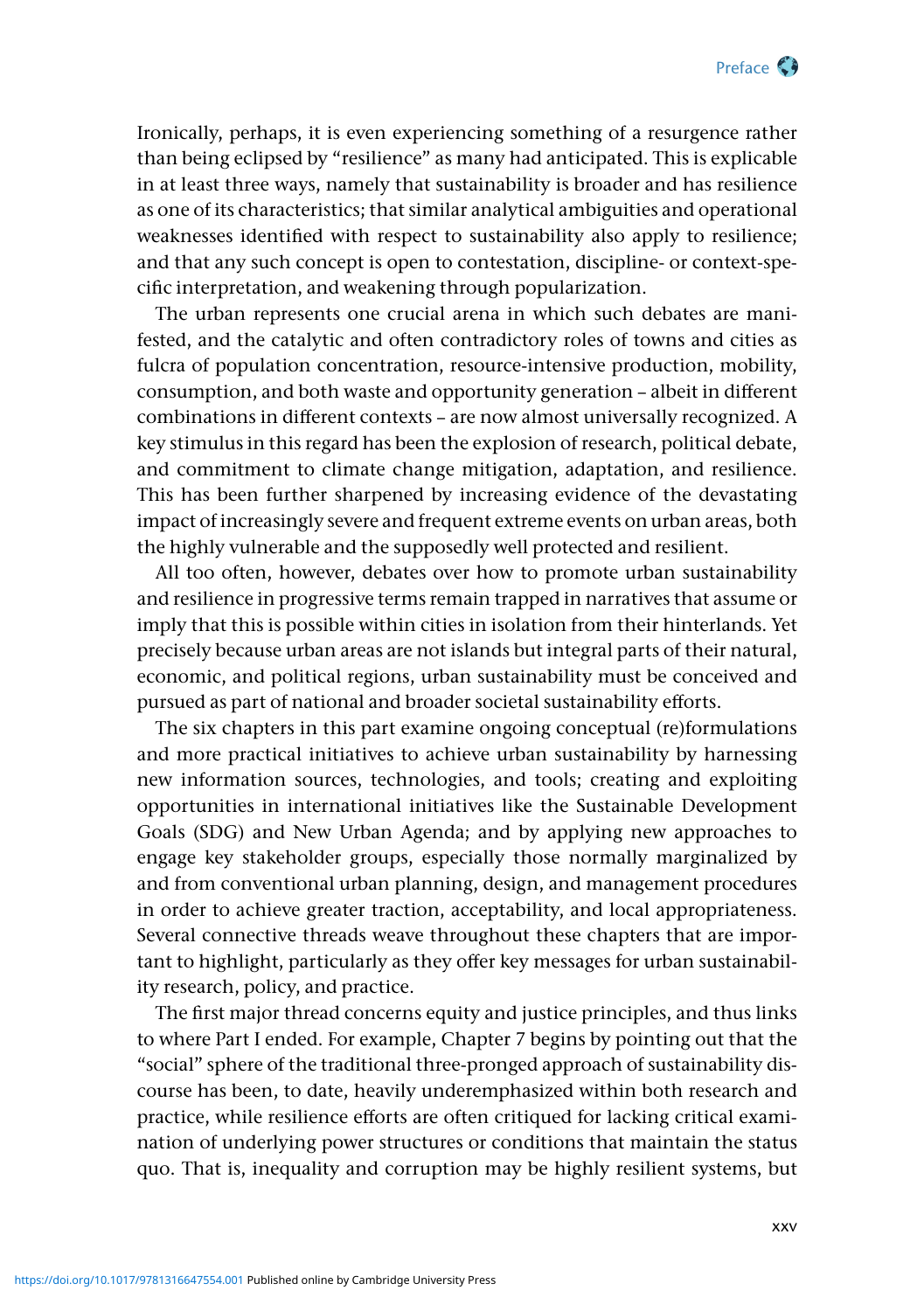Ironically, perhaps, it is even experiencing something of a resurgence rather than being eclipsed by "resilience" as many had anticipated. This is explicable in at least three ways, namely that sustainability is broader and has resilience as one of its characteristics; that similar analytical ambiguities and operational weaknesses identified with respect to sustainability also apply to resilience; and that any such concept is open to contestation, discipline- or context-specific interpretation, and weakening through popularization.

The urban represents one crucial arena in which such debates are manifested, and the catalytic and often contradictory roles of towns and cities as fulcra of population concentration, resource-intensive production, mobility, consumption, and both waste and opportunity generation – albeit in different combinations in different contexts – are now almost universally recognized. A key stimulus in this regard has been the explosion of research, political debate, and commitment to climate change mitigation, adaptation, and resilience. This has been further sharpened by increasing evidence of the devastating impact of increasingly severe and frequent extreme events on urban areas, both the highly vulnerable and the supposedly well protected and resilient.

All too often, however, debates over how to promote urban sustainability and resilience in progressive terms remain trapped in narratives that assume or imply that this is possible within cities in isolation from their hinterlands. Yet precisely because urban areas are not islands but integral parts of their natural, economic, and political regions, urban sustainability must be conceived and pursued as part of national and broader societal sustainability efforts.

The six chapters in this part examine ongoing conceptual (re)formulations and more practical initiatives to achieve urban sustainability by harnessing new information sources, technologies, and tools; creating and exploiting opportunities in international initiatives like the Sustainable Development Goals (SDG) and New Urban Agenda; and by applying new approaches to engage key stakeholder groups, especially those normally marginalized by and from conventional urban planning, design, and management procedures in order to achieve greater traction, acceptability, and local appropriateness. Several connective threads weave throughout these chapters that are important to highlight, particularly as they offer key messages for urban sustainability research, policy, and practice.

The first major thread concerns equity and justice principles, and thus links to where Part I ended. For example, Chapter 7 begins by pointing out that the "social" sphere of the traditional three-pronged approach of sustainability discourse has been, to date, heavily underemphasized within both research and practice, while resilience efforts are often critiqued for lacking critical examination of underlying power structures or conditions that maintain the status quo. That is, inequality and corruption may be highly resilient systems, but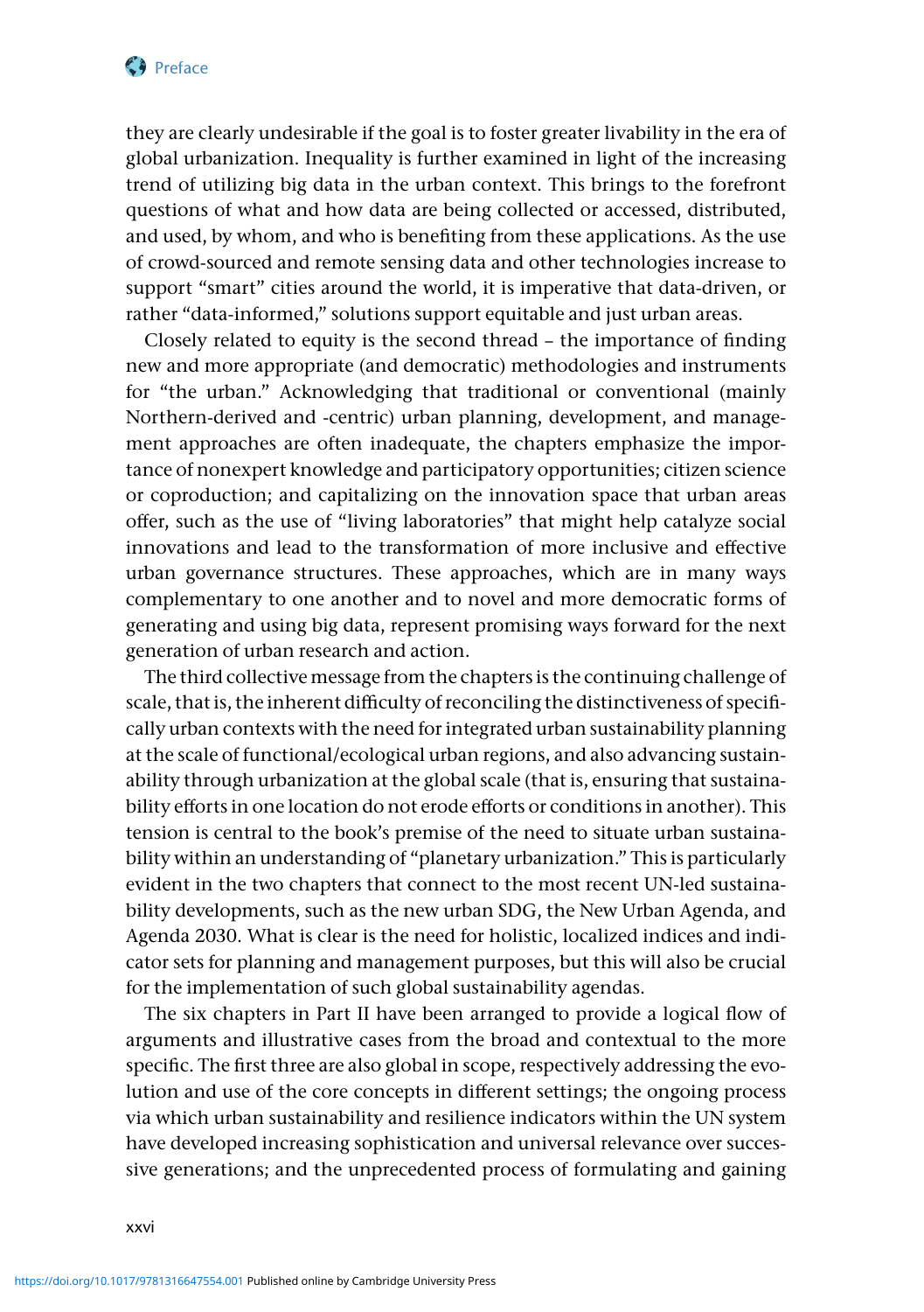they are clearly undesirable if the goal is to foster greater livability in the era of global urbanization. Inequality is further examined in light of the increasing trend of utilizing big data in the urban context. This brings to the forefront questions of what and how data are being collected or accessed, distributed, and used, by whom, and who is benefiting from these applications. As the use of crowd-sourced and remote sensing data and other technologies increase to support "smart" cities around the world, it is imperative that data-driven, or rather "data-informed," solutions support equitable and just urban areas.

Closely related to equity is the second thread – the importance of finding new and more appropriate (and democratic) methodologies and instruments for "the urban." Acknowledging that traditional or conventional (mainly Northern-derived and -centric) urban planning, development, and management approaches are often inadequate, the chapters emphasize the importance of nonexpert knowledge and participatory opportunities; citizen science or coproduction; and capitalizing on the innovation space that urban areas offer, such as the use of "living laboratories" that might help catalyze social innovations and lead to the transformation of more inclusive and effective urban governance structures. These approaches, which are in many ways complementary to one another and to novel and more democratic forms of generating and using big data, represent promising ways forward for the next generation of urban research and action.

The third collective message from the chapters is the continuing challenge of scale, that is, the inherent difficulty of reconciling the distinctiveness of specifically urban contexts with the need for integrated urban sustainability planning at the scale of functional/ecological urban regions, and also advancing sustainability through urbanization at the global scale (that is, ensuring that sustainability efforts in one location do not erode efforts or conditions in another). This tension is central to the book's premise of the need to situate urban sustainability within an understanding of "planetary urbanization." This is particularly evident in the two chapters that connect to the most recent UN-led sustainability developments, such as the new urban SDG, the New Urban Agenda, and Agenda 2030. What is clear is the need for holistic, localized indices and indicator sets for planning and management purposes, but this will also be crucial for the implementation of such global sustainability agendas.

The six chapters in Part II have been arranged to provide a logical flow of arguments and illustrative cases from the broad and contextual to the more specific. The first three are also global in scope, respectively addressing the evolution and use of the core concepts in different settings; the ongoing process via which urban sustainability and resilience indicators within the UN system have developed increasing sophistication and universal relevance over successive generations; and the unprecedented process of formulating and gaining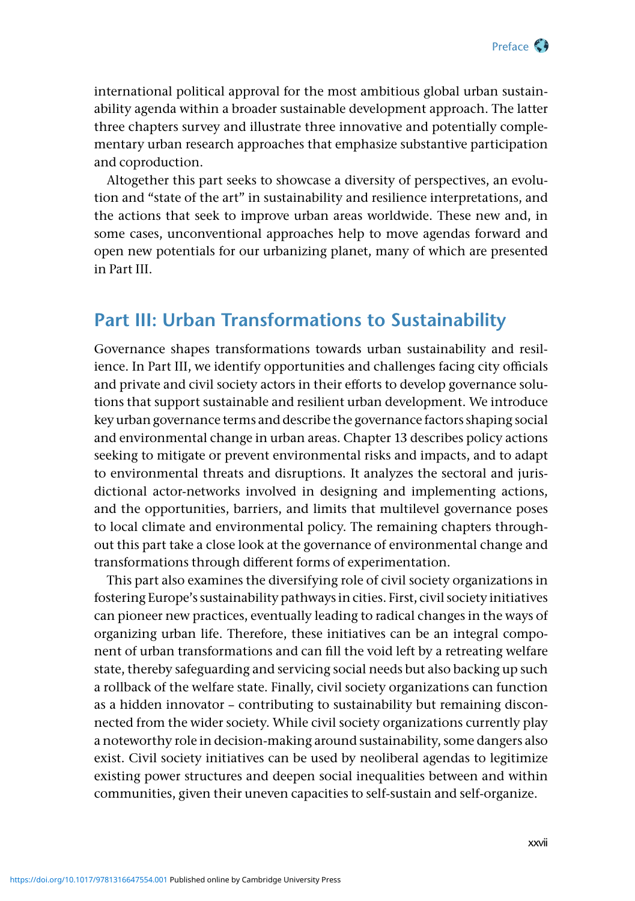international political approval for the most ambitious global urban sustainability agenda within a broader sustainable development approach. The latter three chapters survey and illustrate three innovative and potentially complementary urban research approaches that emphasize substantive participation and coproduction.

Altogether this part seeks to showcase a diversity of perspectives, an evolution and "state of the art" in sustainability and resilience interpretations, and the actions that seek to improve urban areas worldwide. These new and, in some cases, unconventional approaches help to move agendas forward and open new potentials for our urbanizing planet, many of which are presented in Part III.

## Part III: Urban Transformations to Sustainability

Governance shapes transformations towards urban sustainability and resilience. In Part III, we identify opportunities and challenges facing city officials and private and civil society actors in their efforts to develop governance solutions that support sustainable and resilient urban development. We introduce key urban governance terms and describe the governance factors shaping social and environmental change in urban areas. Chapter 13 describes policy actions seeking to mitigate or prevent environmental risks and impacts, and to adapt to environmental threats and disruptions. It analyzes the sectoral and jurisdictional actor-networks involved in designing and implementing actions, and the opportunities, barriers, and limits that multilevel governance poses to local climate and environmental policy. The remaining chapters throughout this part take a close look at the governance of environmental change and transformations through different forms of experimentation.

This part also examines the diversifying role of civil society organizations in fostering Europe's sustainability pathways in cities. First, civil society initiatives can pioneer new practices, eventually leading to radical changes in the ways of organizing urban life. Therefore, these initiatives can be an integral component of urban transformations and can fill the void left by a retreating welfare state, thereby safeguarding and servicing social needs but also backing up such a rollback of the welfare state. Finally, civil society organizations can function as a hidden innovator – contributing to sustainability but remaining disconnected from the wider society. While civil society organizations currently play a noteworthy role in decision-making around sustainability, some dangers also exist. Civil society initiatives can be used by neoliberal agendas to legitimize existing power structures and deepen social inequalities between and within communities, given their uneven capacities to self-sustain and self-organize.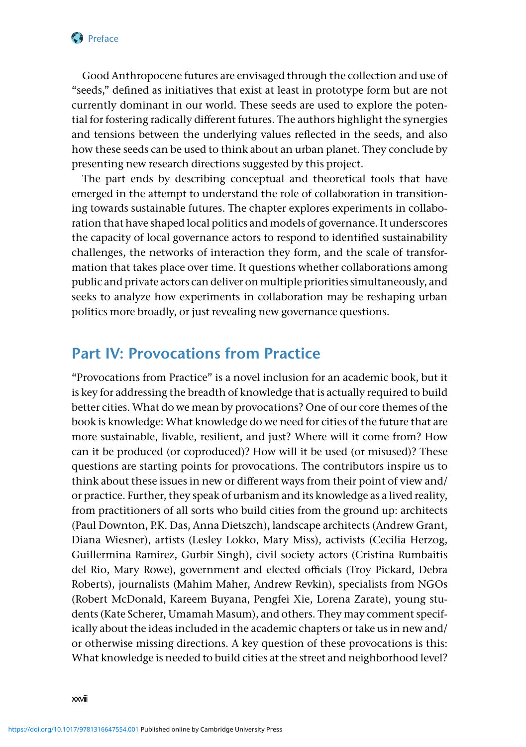Good Anthropocene futures are envisaged through the collection and use of "seeds," defined as initiatives that exist at least in prototype form but are not currently dominant in our world. These seeds are used to explore the potential for fostering radically different futures. The authors highlight the synergies and tensions between the underlying values reflected in the seeds, and also how these seeds can be used to think about an urban planet. They conclude by presenting new research directions suggested by this project.

The part ends by describing conceptual and theoretical tools that have emerged in the attempt to understand the role of collaboration in transitioning towards sustainable futures. The chapter explores experiments in collaboration that have shaped local politics and models of governance. It underscores the capacity of local governance actors to respond to identified sustainability challenges, the networks of interaction they form, and the scale of transformation that takes place over time. It questions whether collaborations among public and private actors can deliver on multiple priorities simultaneously, and seeks to analyze how experiments in collaboration may be reshaping urban politics more broadly, or just revealing new governance questions.

## Part IV: Provocations from Practice

"Provocations from Practice" is a novel inclusion for an academic book, but it is key for addressing the breadth of knowledge that is actually required to build better cities. What do we mean by provocations? One of our core themes of the book is knowledge: What knowledge do we need for cities of the future that are more sustainable, livable, resilient, and just? Where will it come from? How can it be produced (or coproduced)? How will it be used (or misused)? These questions are starting points for provocations. The contributors inspire us to think about these issues in new or different ways from their point of view and/or practice. Further, they speak of urbanism and its knowledge as a lived reality, from practitioners of all sorts who build cities from the ground up: architects (Paul Downton, P.K. Das, Anna Dietszch), landscape architects (Andrew Grant, Diana Wiesner), artists (Lesley Lokko, Mary Miss), activists (Cecilia Herzog, Guillermina Ramirez, Gurbir Singh), civil society actors (Cristina Rumbaitis del Rio, Mary Rowe), government and elected officials (Troy Pickard, Debra Roberts), journalists (Mahim Maher, Andrew Revkin), specialists from NGOs (Robert McDonald, Kareem Buyana, Pengfei Xie, Lorena Zarate), young students (Kate Scherer, Umamah Masum), and others. They may comment specifically about the ideas included in the academic chapters or take us in new and/or otherwise missing directions. A key question of these provocations is this: What knowledge is needed to build cities at the street and neighborhood level?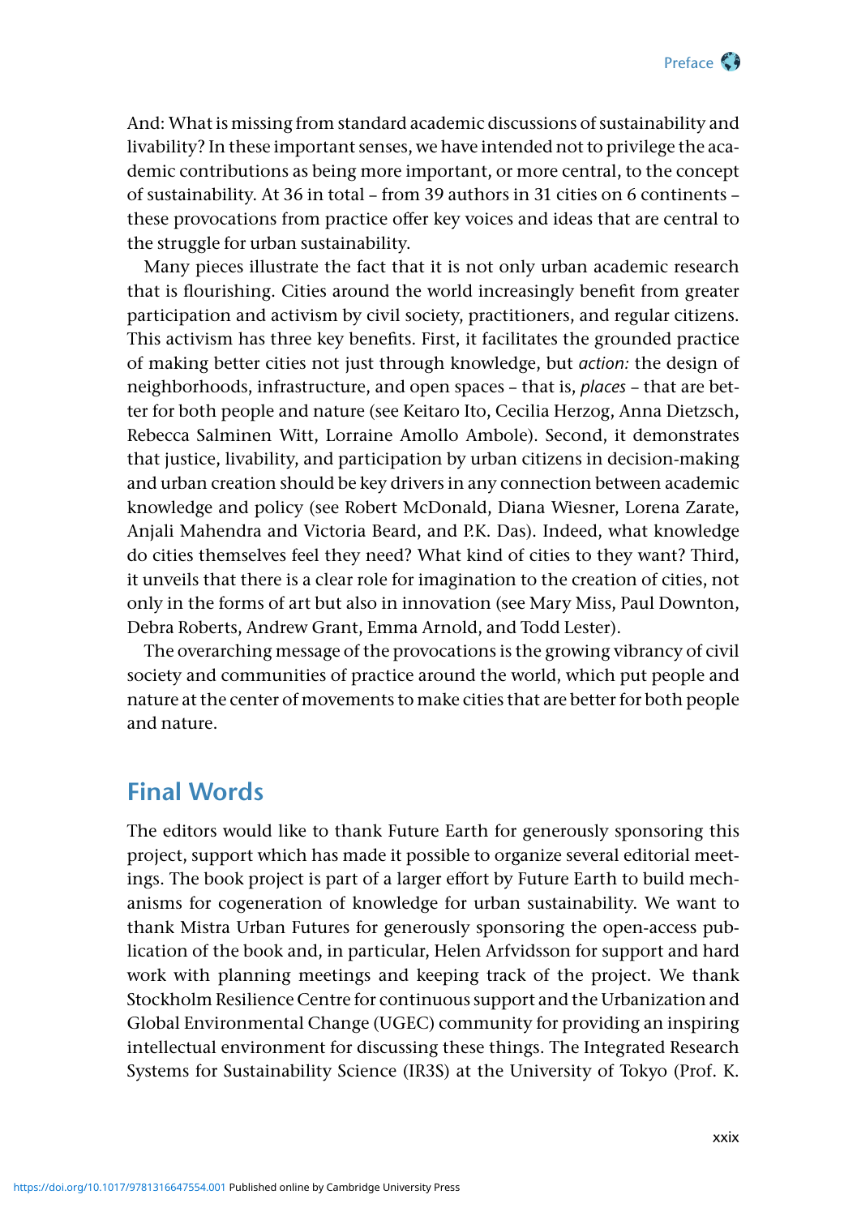And: What is missing from standard academic discussions of sustainability and livability? In these important senses, we have intended not to privilege the academic contributions as being more important, or more central, to the concept of sustainability. At 36 in total – from 39 authors in 31 cities on 6 continents – these provocations from practice offer key voices and ideas that are central to the struggle for urban sustainability.

Many pieces illustrate the fact that it is not only urban academic research that is flourishing. Cities around the world increasingly benefit from greater participation and activism by civil society, practitioners, and regular citizens. This activism has three key benefits. First, it facilitates the grounded practice of making better cities not just through knowledge, but *action:* the design of neighborhoods, infrastructure, and open spaces – that is, *places* – that are better for both people and nature (see Keitaro Ito, Cecilia Herzog, Anna Dietzsch, Rebecca Salminen Witt, Lorraine Amollo Ambole). Second, it demonstrates that justice, livability, and participation by urban citizens in decision-making and urban creation should be key drivers in any connection between academic knowledge and policy (see Robert McDonald, Diana Wiesner, Lorena Zarate, Anjali Mahendra and Victoria Beard, and P.K. Das). Indeed, what knowledge do cities themselves feel they need? What kind of cities to they want? Third, it unveils that there is a clear role for imagination to the creation of cities, not only in the forms of art but also in innovation (see Mary Miss, Paul Downton, Debra Roberts, Andrew Grant, Emma Arnold, and Todd Lester).

The overarching message of the provocations is the growing vibrancy of civil society and communities of practice around the world, which put people and nature at the center of movements to make cities that are better for both people and nature.

## Final Words

The editors would like to thank Future Earth for generously sponsoring this project, support which has made it possible to organize several editorial meetings. The book project is part of a larger effort by Future Earth to build mechanisms for cogeneration of knowledge for urban sustainability. We want to thank Mistra Urban Futures for generously sponsoring the open-access publication of the book and, in particular, Helen Arfvidsson for support and hard work with planning meetings and keeping track of the project. We thank Stockholm Resilience Centre for continuous support and the Urbanization and Global Environmental Change (UGEC) community for providing an inspiring intellectual environment for discussing these things. The Integrated Research Systems for Sustainability Science (IR3S) at the University of Tokyo (Prof. K.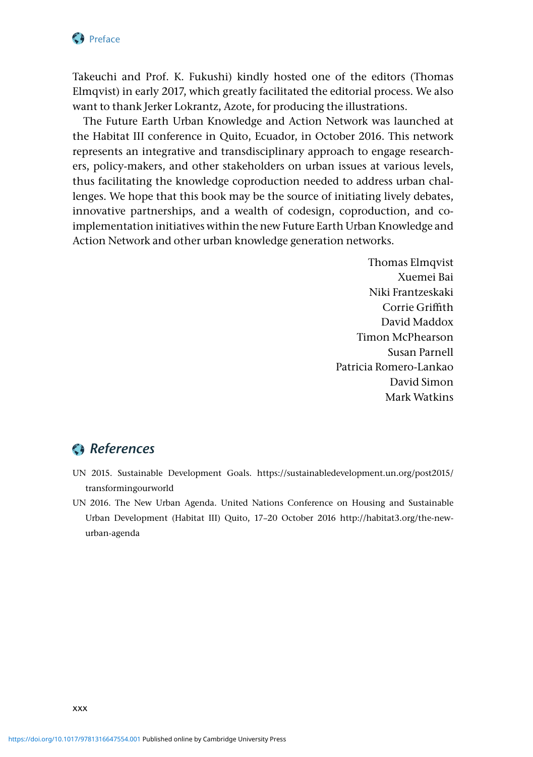Takeuchi and Prof. K. Fukushi) kindly hosted one of the editors (Thomas Elmqvist) in early 2017, which greatly facilitated the editorial process. We also want to thank Jerker Lokrantz, Azote, for producing the illustrations.

The Future Earth Urban Knowledge and Action Network was launched at the Habitat III conference in Quito, Ecuador, in October 2016. This network represents an integrative and transdisciplinary approach to engage researchers, policy-makers, and other stakeholders on urban issues at various levels, thus facilitating the knowledge coproduction needed to address urban challenges. We hope that this book may be the source of initiating lively debates, innovative partnerships, and a wealth of codesign, coproduction, and co-implementation initiatives within the new Future Earth Urban Knowledge and Action Network and other urban knowledge generation networks.

Thomas Elmqvist
Xuemei Bai
Niki Frantzeskaki
Corrie Griffith
David Maddox
Timon McPhearson
Susan Parnell
Patricia Romero-Lankao
David Simon
Mark Watkins

## *References*

UN 2015. Sustainable Development Goals. https://sustainabledevelopment.un.org/post2015/transformingourworld

UN 2016. The New Urban Agenda. United Nations Conference on Housing and Sustainable Urban Development (Habitat III) Quito, 17–20 October 2016 http://habitat3.org/the-new-urban-agenda